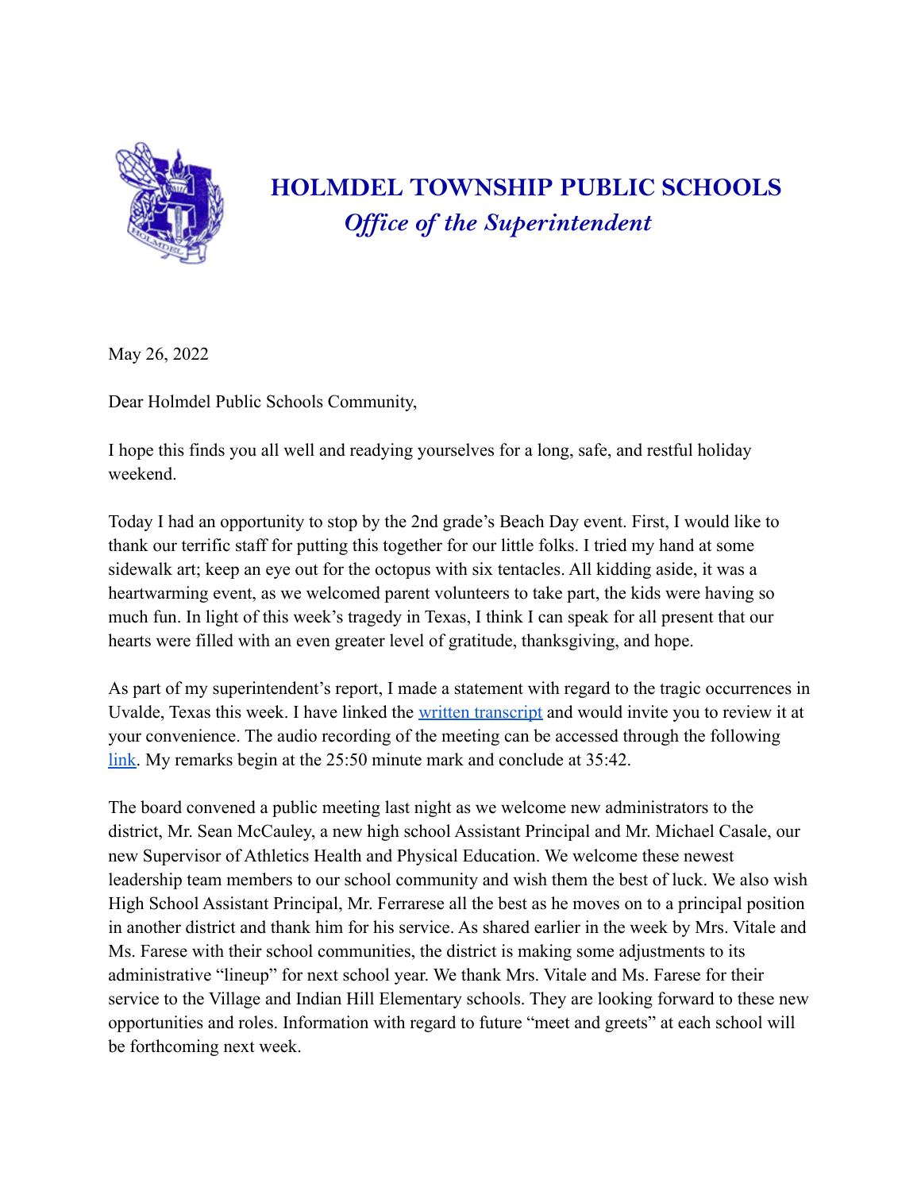# HOLMDEL TOWNSHIP PUBLIC SCHOOLS

## *Office of the Superintendent*

May 26, 2022

Dear Holmdel Public Schools Community,

I hope this finds you all well and readying yourselves for a long, safe, and restful holiday weekend.

Today I had an opportunity to stop by the 2nd grade's Beach Day event. First, I would like to thank our terrific staff for putting this together for our little folks. I tried my hand at some sidewalk art; keep an eye out for the octopus with six tentacles. All kidding aside, it was a heartwarming event, as we welcomed parent volunteers to take part, the kids were having so much fun. In light of this week's tragedy in Texas, I think I can speak for all present that our hearts were filled with an even greater level of gratitude, thanksgiving, and hope.

As part of my superintendent's report, I made a statement with regard to the tragic occurrences in Uvalde, Texas this week. I have linked the written transcript and would invite you to review it at your convenience. The audio recording of the meeting can be accessed through the following link. My remarks begin at the 25:50 minute mark and conclude at 35:42.

The board convened a public meeting last night as we welcome new administrators to the district, Mr. Sean McCauley, a new high school Assistant Principal and Mr. Michael Casale, our new Supervisor of Athletics Health and Physical Education. We welcome these newest leadership team members to our school community and wish them the best of luck. We also wish High School Assistant Principal, Mr. Ferrarese all the best as he moves on to a principal position in another district and thank him for his service. As shared earlier in the week by Mrs. Vitale and Ms. Farese with their school communities, the district is making some adjustments to its administrative "lineup" for next school year. We thank Mrs. Vitale and Ms. Farese for their service to the Village and Indian Hill Elementary schools. They are looking forward to these new opportunities and roles. Information with regard to future "meet and greets" at each school will be forthcoming next week.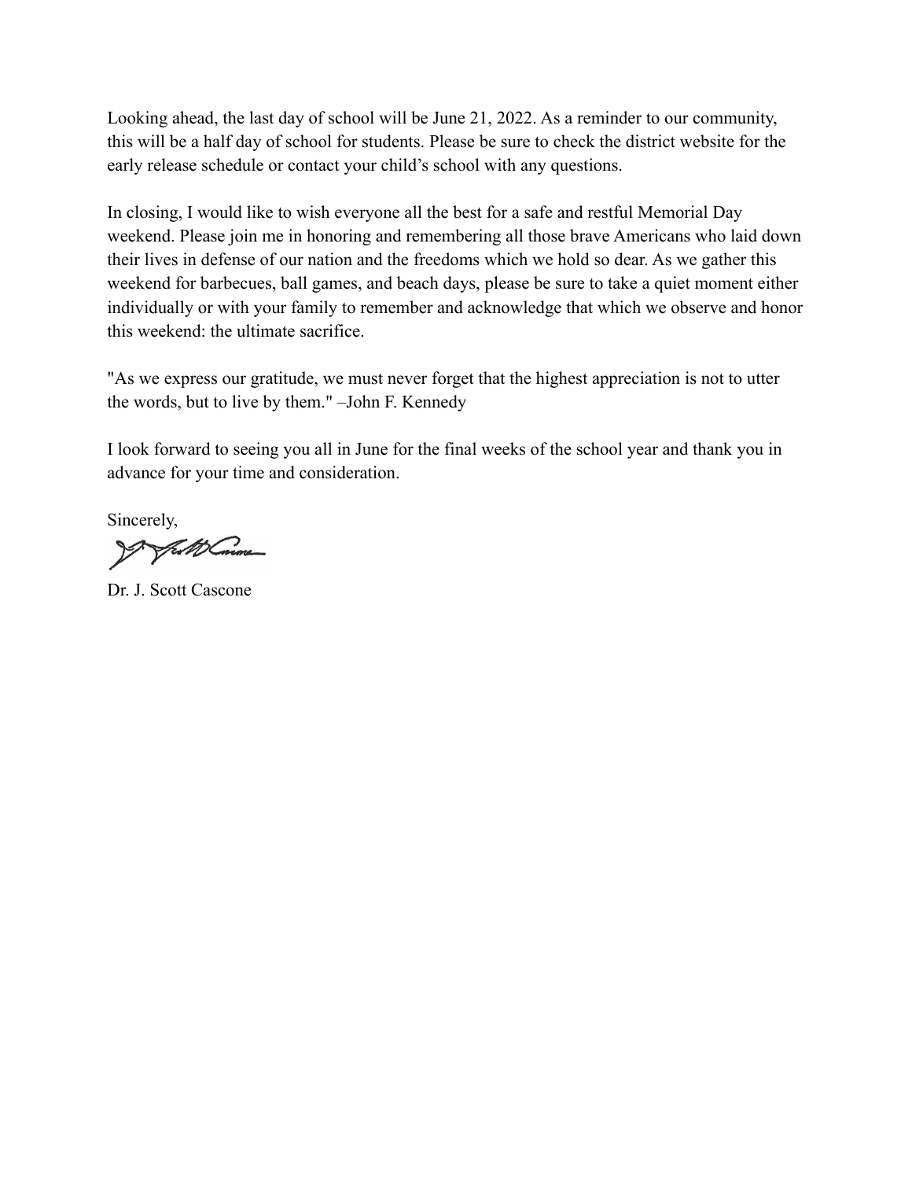Looking ahead, the last day of school will be June 21, 2022. As a reminder to our community, this will be a half day of school for students. Please be sure to check the district website for the early release schedule or contact your child's school with any questions.

In closing, I would like to wish everyone all the best for a safe and restful Memorial Day weekend. Please join me in honoring and remembering all those brave Americans who laid down their lives in defense of our nation and the freedoms which we hold so dear. As we gather this weekend for barbecues, ball games, and beach days, please be sure to take a quiet moment either individually or with your family to remember and acknowledge that which we observe and honor this weekend: the ultimate sacrifice.

"As we express our gratitude, we must never forget that the highest appreciation is not to utter the words, but to live by them." –John F. Kennedy

I look forward to seeing you all in June for the final weeks of the school year and thank you in advance for your time and consideration.

Sincerely,

Dr. J. Scott Cascone